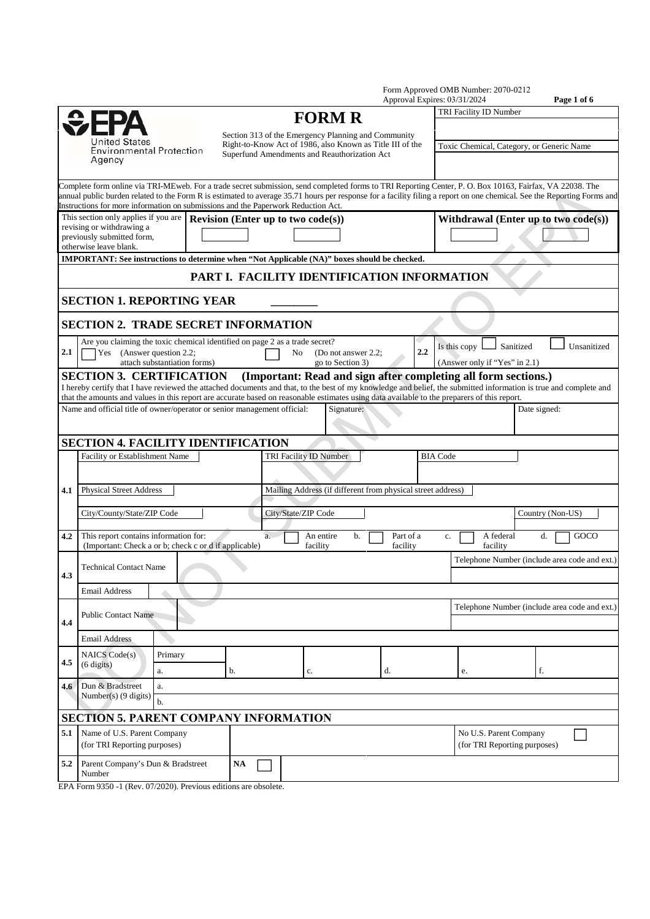Form Approved OMB Number: 2070-0212
Approval Expires: 03/31/2024

| EPA United States Environmental Protection Agency | **FORM R** Section 313 of the Emergency Planning and Community Right-to-Know Act of 1986, also Known as Title III of the Superfund Amendments and Reauthorization Act | TRI Facility ID Number |
|---|---|---|
| | | Toxic Chemical, Category, or Generic Name |

Complete form online via TRI-MEweb. For a trade secret submission, send completed forms to TRI Reporting Center, P. O. Box 10163, Fairfax, VA 22038. The annual public burden related to the Form R is estimated to average 35.71 hours per response for a facility filing a report on one chemical. See the Reporting Forms and Instructions for more information on submissions and the Paperwork Reduction Act.

| This section only applies if you are revising or withdrawing a previously submitted form, otherwise leave blank. | **Revision (Enter up to two code(s))** | **Withdrawal (Enter up to two code(s))** |
|---|---|---|
| | [ ] [ ] | [ ] [ ] |

**IMPORTANT: See instructions to determine when "Not Applicable (NA)" boxes should be checked.**

# PART I. FACILITY IDENTIFICATION INFORMATION

## SECTION 1. REPORTING YEAR ________

## SECTION 2. TRADE SECRET INFORMATION

| | | | |
|---|---|---|---|
| 2.1 | Are you claiming the toxic chemical identified on page 2 as a trade secret? [ ] Yes (Answer question 2.2; attach substantiation forms) [ ] No (Do not answer 2.2; go to Section 3) | 2.2 | Is this copy [ ] Sanitized [ ] Unsanitized (Answer only if "Yes" in 2.1) |

## SECTION 3. CERTIFICATION (Important: Read and sign after completing all form sections.)

I hereby certify that I have reviewed the attached documents and that, to the best of my knowledge and belief, the submitted information is true and complete and that the amounts and values in this report are accurate based on reasonable estimates using data available to the preparers of this report.

| Name and official title of owner/operator or senior management official: | Signature: | Date signed: |
|---|---|---|
| | | |

## SECTION 4. FACILITY IDENTIFICATION

| | | | |
|---|---|---|---|
| 4.1 | Facility or Establishment Name | TRI Facility ID Number | BIA Code |
| | Physical Street Address | Mailing Address (if different from physical street address) | |
| | City/County/State/ZIP Code | City/State/ZIP Code | Country (Non-US) |
| 4.2 | This report contains information for: (Important: Check a or b; check c or d if applicable) | a. [ ] An entire facility b. [ ] Part of a facility | c. [ ] A federal facility d. [ ] GOCO |
| 4.3 | Technical Contact Name | | Telephone Number (include area code and ext.) |
| | Email Address | | |
| 4.4 | Public Contact Name | | Telephone Number (include area code and ext.) |
| | Email Address | | |

| | | | | | | | |
|---|---|---|---|---|---|---|---|
| 4.5 | NAICS Code(s) (6 digits) | Primary a. | b. | c. | d. | e. | f. |
| 4.6 | Dun & Bradstreet Number(s) (9 digits) | a. | | | | | |
| | | b. | | | | | |

## SECTION 5. PARENT COMPANY INFORMATION

| | | | |
|---|---|---|---|
| 5.1 | Name of U.S. Parent Company (for TRI Reporting purposes) | | No U.S. Parent Company (for TRI Reporting purposes) [ ] |
| 5.2 | Parent Company's Dun & Bradstreet Number | NA [ ] | |

EPA Form 9350 -1 (Rev. 07/2020). Previous editions are obsolete.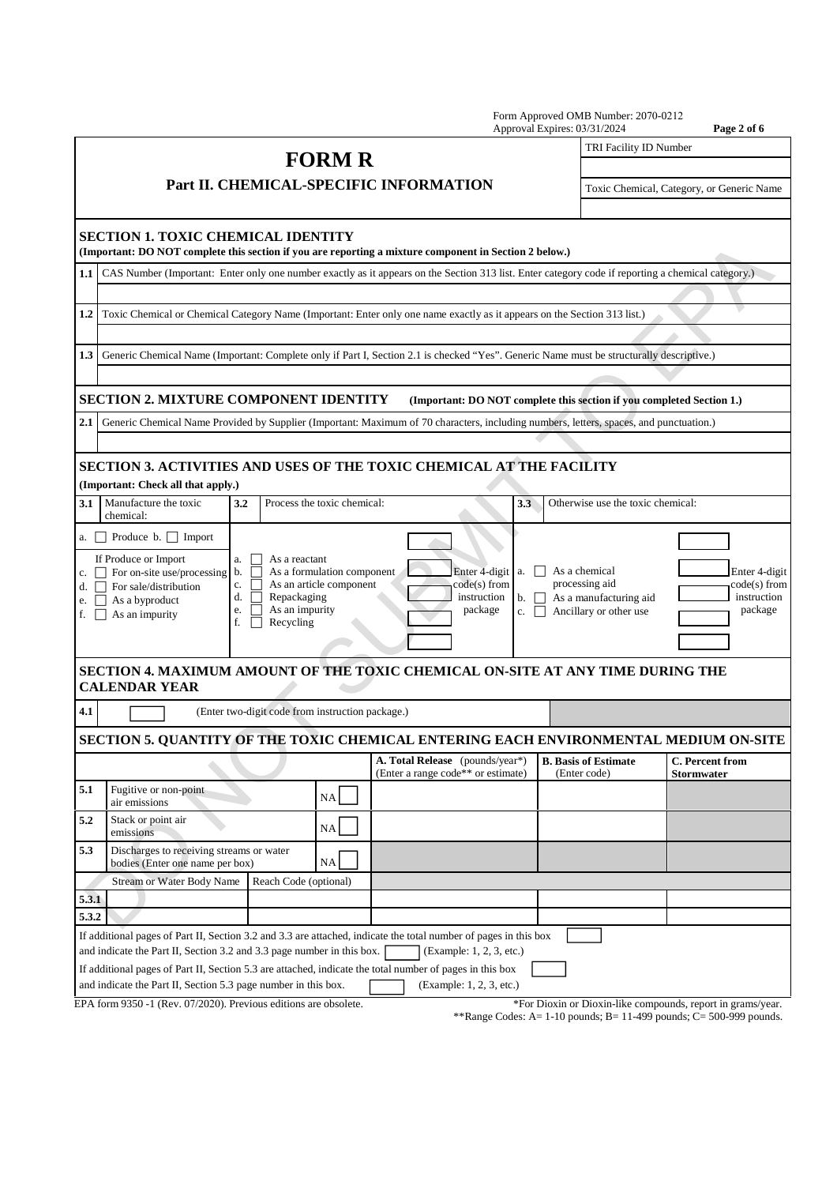Form Approved OMB Number: 2070-0212
Approval Expires: 03/31/2024

# FORM R

## Part II. CHEMICAL-SPECIFIC INFORMATION

| TRI Facility ID Number |
|---|
| |
| Toxic Chemical, Category, or Generic Name |
| |

### SECTION 1. TOXIC CHEMICAL IDENTITY

**(Important: DO NOT complete this section if you are reporting a mixture component in Section 2 below.)**

| | |
|---|---|
| 1.1 | CAS Number (Important: Enter only one number exactly as it appears on the Section 313 list. Enter category code if reporting a chemical category.) |
| | |
| 1.2 | Toxic Chemical or Chemical Category Name (Important: Enter only one name exactly as it appears on the Section 313 list.) |
| | |
| 1.3 | Generic Chemical Name (Important: Complete only if Part I, Section 2.1 is checked "Yes". Generic Name must be structurally descriptive.) |
| | |

### SECTION 2. MIXTURE COMPONENT IDENTITY

**(Important: DO NOT complete this section if you completed Section 1.)**

| | |
|---|---|
| 2.1 | Generic Chemical Name Provided by Supplier (Important: Maximum of 70 characters, including numbers, letters, spaces, and punctuation.) |
| | |

### SECTION 3. ACTIVITIES AND USES OF THE TOXIC CHEMICAL AT THE FACILITY

**(Important: Check all that apply.)**

| 3.1 Manufacture the toxic chemical: | 3.2 Process the toxic chemical: | 3.3 Otherwise use the toxic chemical: |
|---|---|---|
| a. ☐ Produce b. ☐ Import<br><br>If Produce or Import<br>c. ☐ For on-site use/processing<br>d. ☐ For sale/distribution<br>e. ☐ As a byproduct<br>f. ☐ As an impurity | a. ☐ As a reactant<br>b. ☐ As a formulation component<br>c. ☐ As an article component<br>d. ☐ Repackaging<br>e. ☐ As an impurity<br>f. ☐ Recycling<br><br>Enter 4-digit code(s) from instruction package | a. ☐ As a chemical processing aid<br>b. ☐ As a manufacturing aid<br>c. ☐ Ancillary or other use<br><br>Enter 4-digit code(s) from instruction package |

### SECTION 4. MAXIMUM AMOUNT OF THE TOXIC CHEMICAL ON-SITE AT ANY TIME DURING THE CALENDAR YEAR

| | | |
|---|---|---|
| 4.1 | ☐ | (Enter two-digit code from instruction package.) |

### SECTION 5. QUANTITY OF THE TOXIC CHEMICAL ENTERING EACH ENVIRONMENTAL MEDIUM ON-SITE

| | | | **A. Total Release** (pounds/year*) (Enter a range code** or estimate) | **B. Basis of Estimate** (Enter code) | **C. Percent from Stormwater** |
|---|---|---|---|---|---|
| 5.1 | Fugitive or non-point air emissions | NA ☐ | | | |
| 5.2 | Stack or point air emissions | NA ☐ | | | |
| 5.3 | Discharges to receiving streams or water bodies (Enter one name per box) | NA ☐ | | | |
| | Stream or Water Body Name | Reach Code (optional) | | | |
| 5.3.1 | | | | | |
| 5.3.2 | | | | | |

If additional pages of Part II, Section 3.2 and 3.3 are attached, indicate the total number of pages in this box ☐ and indicate the Part II, Section 3.2 and 3.3 page number in this box. ☐ (Example: 1, 2, 3, etc.)

If additional pages of Part II, Section 5.3 are attached, indicate the total number of pages in this box ☐ and indicate the Part II, Section 5.3 page number in this box. ☐ (Example: 1, 2, 3, etc.)

EPA form 9350 -1 (Rev. 07/2020). Previous editions are obsolete.

*For Dioxin or Dioxin-like compounds, report in grams/year.

**Range Codes: A= 1-10 pounds; B= 11-499 pounds; C= 500-999 pounds.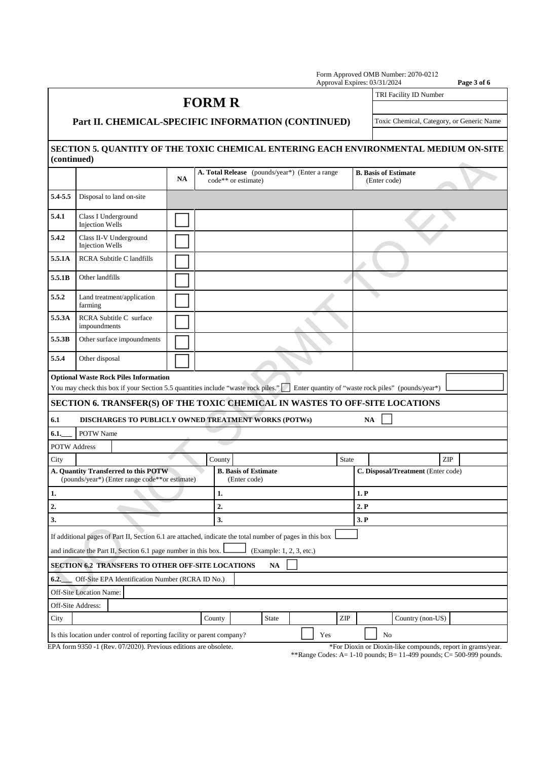Form Approved OMB Number: 2070-0212
Approval Expires: 03/31/2024

# FORM R

## Part II. CHEMICAL-SPECIFIC INFORMATION (CONTINUED)

| TRI Facility ID Number |
| --- |
| |
| Toxic Chemical, Category, or Generic Name |
| |

### SECTION 5. QUANTITY OF THE TOXIC CHEMICAL ENTERING EACH ENVIRONMENTAL MEDIUM ON-SITE (continued)

| | | NA | A. Total Release (pounds/year*) (Enter a range code** or estimate) | B. Basis of Estimate (Enter code) |
| --- | --- | --- | --- | --- |
| 5.4-5.5 | Disposal to land on-site | | | |
| 5.4.1 | Class I Underground Injection Wells | ☐ | | |
| 5.4.2 | Class II-V Underground Injection Wells | ☐ | | |
| 5.5.1A | RCRA Subtitle C landfills | ☐ | | |
| 5.5.1B | Other landfills | ☐ | | |
| 5.5.2 | Land treatment/application farming | ☐ | | |
| 5.5.3A | RCRA Subtitle C surface impoundments | ☐ | | |
| 5.5.3B | Other surface impoundments | ☐ | | |
| 5.5.4 | Other disposal | ☐ | | |

**Optional Waste Rock Piles Information**

You may check this box if your Section 5.5 quantities include "waste rock piles." ☐ Enter quantity of "waste rock piles" (pounds/year*) ______

### SECTION 6. TRANSFER(S) OF THE TOXIC CHEMICAL IN WASTES TO OFF-SITE LOCATIONS

**6.1 DISCHARGES TO PUBLICLY OWNED TREATMENT WORKS (POTWs)** NA ☐

**6.1.___** POTW Name

POTW Address

City ______ County ______ State ______ ZIP ______

| A. Quantity Transferred to this POTW (pounds/year*) (Enter range code** or estimate) | B. Basis of Estimate (Enter code) | C. Disposal/Treatment (Enter code) |
| --- | --- | --- |
| 1. | 1. | 1. P |
| 2. | 2. | 2. P |
| 3. | 3. | 3. P |

If additional pages of Part II, Section 6.1 are attached, indicate the total number of pages in this box ☐

and indicate the Part II, Section 6.1 page number in this box. ☐ (Example: 1, 2, 3, etc.)

**SECTION 6.2 TRANSFERS TO OTHER OFF-SITE LOCATIONS** NA ☐

**6.2.___** Off-Site EPA Identification Number (RCRA ID No.)

Off-Site Location Name:

Off-Site Address:

City ______ County ______ State ______ ZIP ______ Country (non-US) ______

Is this location under control of reporting facility or parent company? ☐ Yes ☐ No

EPA form 9350 -1 (Rev. 07/2020). Previous editions are obsolete.

*For Dioxin or Dioxin-like compounds, report in grams/year.
**Range Codes: A= 1-10 pounds; B= 11-499 pounds; C= 500-999 pounds.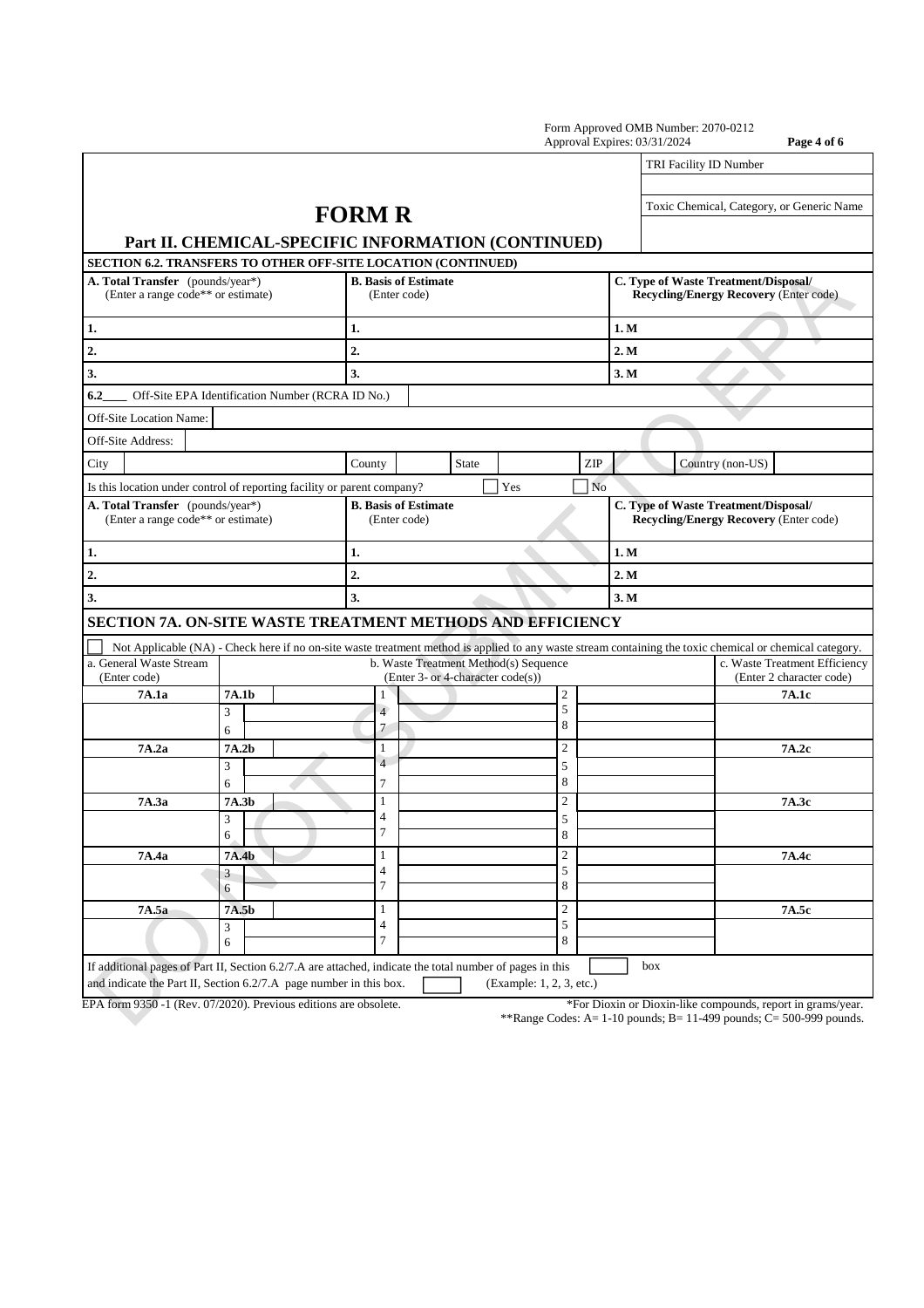Form Approved OMB Number: 2070-0212
Approval Expires: 03/31/2024

| TRI Facility ID Number |
|---|
| |
| Toxic Chemical, Category, or Generic Name |
| |

# FORM R

## Part II. CHEMICAL-SPECIFIC INFORMATION (CONTINUED)

### SECTION 6.2. TRANSFERS TO OTHER OFF-SITE LOCATION (CONTINUED)

| A. Total Transfer (pounds/year*) (Enter a range code** or estimate) | B. Basis of Estimate (Enter code) | C. Type of Waste Treatment/Disposal/ Recycling/Energy Recovery (Enter code) |
|---|---|---|
| 1. | 1. | 1. M |
| 2. | 2. | 2. M |
| 3. | 3. | 3. M |

6.2____ Off-Site EPA Identification Number (RCRA ID No.)

Off-Site Location Name:

Off-Site Address:

City | County | State | ZIP | Country (non-US)

Is this location under control of reporting facility or parent company? ☐ Yes ☐ No

| A. Total Transfer (pounds/year*) (Enter a range code** or estimate) | B. Basis of Estimate (Enter code) | C. Type of Waste Treatment/Disposal/ Recycling/Energy Recovery (Enter code) |
|---|---|---|
| 1. | 1. | 1. M |
| 2. | 2. | 2. M |
| 3. | 3. | 3. M |

### SECTION 7A. ON-SITE WASTE TREATMENT METHODS AND EFFICIENCY

☐ Not Applicable (NA) - Check here if no on-site waste treatment method is applied to any waste stream containing the toxic chemical or chemical category.

| a. General Waste Stream (Enter code) | b. Waste Treatment Method(s) Sequence (Enter 3- or 4-character code(s)) | | | c. Waste Treatment Efficiency (Enter 2 character code) |
|---|---|---|---|---|
| 7A.1a | 7A.1b | 1 | 2 | 7A.1c |
| | 3 | 4 | 5 | |
| | 6 | 7 | 8 | |
| 7A.2a | 7A.2b | 1 | 2 | 7A.2c |
| | 3 | 4 | 5 | |
| | 6 | 7 | 8 | |
| 7A.3a | 7A.3b | 1 | 2 | 7A.3c |
| | 3 | 4 | 5 | |
| | 6 | 7 | 8 | |
| 7A.4a | 7A.4b | 1 | 2 | 7A.4c |
| | 3 | 4 | 5 | |
| | 6 | 7 | 8 | |
| 7A.5a | 7A.5b | 1 | 2 | 7A.5c |
| | 3 | 4 | 5 | |
| | 6 | 7 | 8 | |

If additional pages of Part II, Section 6.2/7.A are attached, indicate the total number of pages in this box ☐ and indicate the Part II, Section 6.2/7.A page number in this box. ☐ (Example: 1, 2, 3, etc.)

EPA form 9350 -1 (Rev. 07/2020). Previous editions are obsolete.

*For Dioxin or Dioxin-like compounds, report in grams/year.
**Range Codes: A= 1-10 pounds; B= 11-499 pounds; C= 500-999 pounds.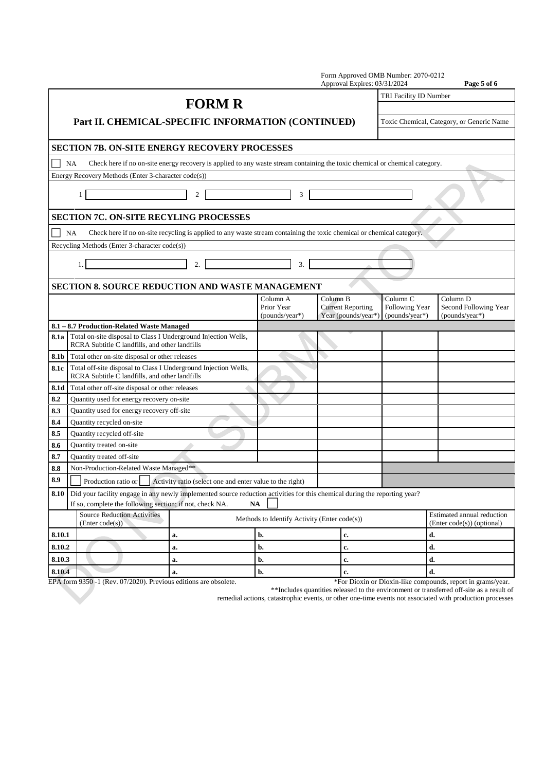Form Approved OMB Number: 2070-0212
Approval Expires: 03/31/2024

# FORM R

## Part II. CHEMICAL-SPECIFIC INFORMATION (CONTINUED)

| TRI Facility ID Number |
| --- |
| |
| Toxic Chemical, Category, or Generic Name |
| |

### SECTION 7B. ON-SITE ENERGY RECOVERY PROCESSES

☐ NA Check here if no on-site energy recovery is applied to any waste stream containing the toxic chemical or chemical category.

Energy Recovery Methods (Enter 3-character code(s))

1 ______ 2 ______ 3 ______

### SECTION 7C. ON-SITE RECYLING PROCESSES

☐ NA Check here if no on-site recycling is applied to any waste stream containing the toxic chemical or chemical category.

Recycling Methods (Enter 3-character code(s))

1. ______ 2. ______ 3. ______

### SECTION 8. SOURCE REDUCTION AND WASTE MANAGEMENT

| | | Column A Prior Year (pounds/year*) | Column B Current Reporting Year (pounds/year*) | Column C Following Year (pounds/year*) | Column D Second Following Year (pounds/year*) |
| --- | --- | --- | --- | --- | --- |
| **8.1 – 8.7 Production-Related Waste Managed** | | | | | |
| **8.1a** | Total on-site disposal to Class I Underground Injection Wells, RCRA Subtitle C landfills, and other landfills | | | | |
| **8.1b** | Total other on-site disposal or other releases | | | | |
| **8.1c** | Total off-site disposal to Class I Underground Injection Wells, RCRA Subtitle C landfills, and other landfills | | | | |
| **8.1d** | Total other off-site disposal or other releases | | | | |
| **8.2** | Quantity used for energy recovery on-site | | | | |
| **8.3** | Quantity used for energy recovery off-site | | | | |
| **8.4** | Quantity recycled on-site | | | | |
| **8.5** | Quantity recycled off-site | | | | |
| **8.6** | Quantity treated on-site | | | | |
| **8.7** | Quantity treated off-site | | | | |
| **8.8** | Non-Production-Related Waste Managed** | | | | |
| **8.9** | ☐ Production ratio or ☐ Activity ratio (select one and enter value to the right) | | | | |

**8.10** Did your facility engage in any newly implemented source reduction activities for this chemical during the reporting year? If so, complete the following section; if not, check NA. **NA** ☐

| | Source Reduction Activities (Enter code(s)) | Methods to Identify Activity (Enter code(s)) | | | Estimated annual reduction (Enter code(s)) (optional) |
| --- | --- | --- | --- | --- | --- |
| **8.10.1** | | **a.** | **b.** | **c.** | **d.** |
| **8.10.2** | | **a.** | **b.** | **c.** | **d.** |
| **8.10.3** | | **a.** | **b.** | **c.** | **d.** |
| **8.10.4** | | **a.** | **b.** | **c.** | **d.** |

EPA form 9350 -1 (Rev. 07/2020). Previous editions are obsolete.

*For Dioxin or Dioxin-like compounds, report in grams/year.

**Includes quantities released to the environment or transferred off-site as a result of remedial actions, catastrophic events, or other one-time events not associated with production processes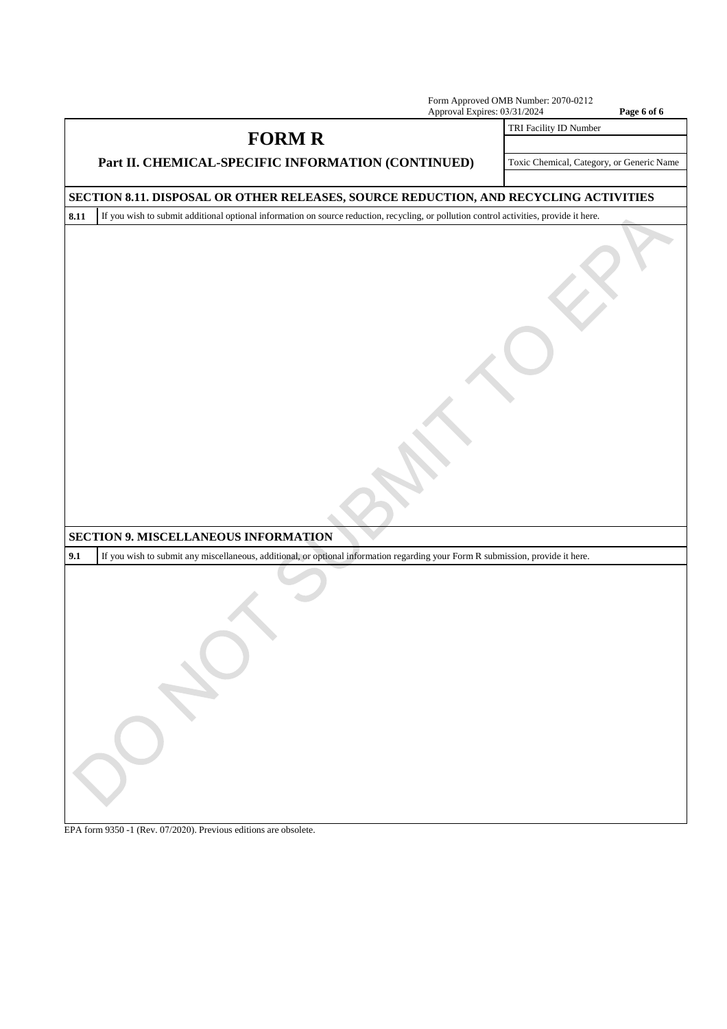Form Approved OMB Number: 2070-0212
Approval Expires: 03/31/2024

# FORM R

## Part II. CHEMICAL-SPECIFIC INFORMATION (CONTINUED)

| TRI Facility ID Number |
|---|
| |
| Toxic Chemical, Category, or Generic Name |
| |

### SECTION 8.11. DISPOSAL OR OTHER RELEASES, SOURCE REDUCTION, AND RECYCLING ACTIVITIES

| | |
|---|---|
| 8.11 | If you wish to submit additional optional information on source reduction, recycling, or pollution control activities, provide it here. |

### SECTION 9. MISCELLANEOUS INFORMATION

| | |
|---|---|
| 9.1 | If you wish to submit any miscellaneous, additional, or optional information regarding your Form R submission, provide it here. |

DO NOT SUBMIT TO EPA

EPA form 9350 -1 (Rev. 07/2020). Previous editions are obsolete.